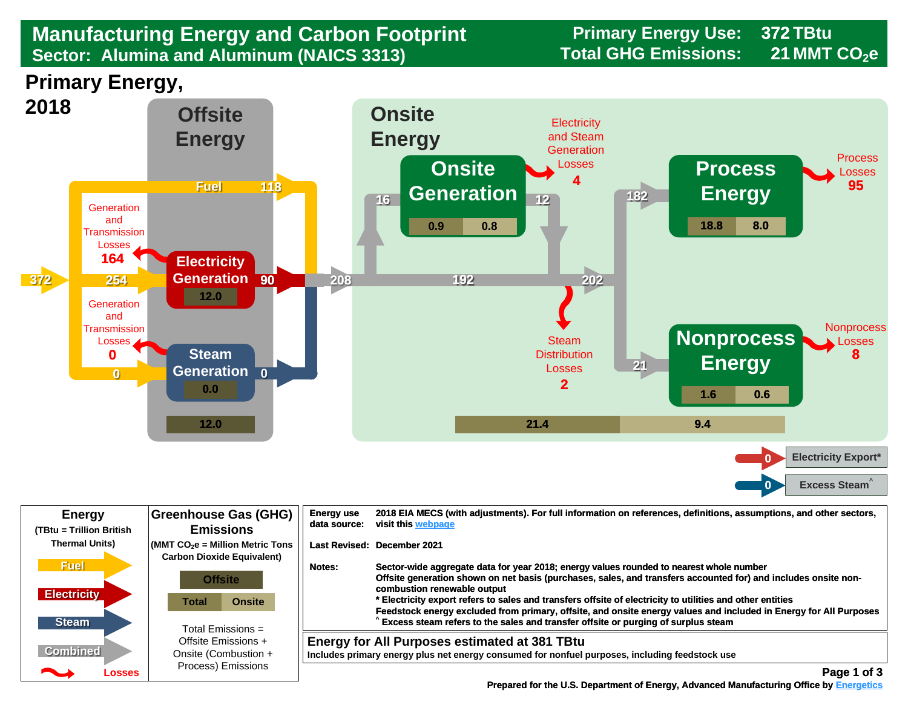# Manufacturing Energy and Carbon Footprint

## Sector: Alumina and Aluminum (NAICS 3313)

**Primary Energy Use:** 372 TBtu

**Total GHG Emissions:** 21 MMT $CO_2e$

## Primary Energy, 2018

### Offsite Energy

- Primary energy input: 372
- Fuel: 118
- To Electricity Generation: 254
- To Steam Generation: 0
- Generation and Transmission Losses (Electricity): **164**
- Generation and Transmission Losses (Steam): **0**
- Electricity Generation: 90 — 12.0
- Steam Generation: 0 — 0.0
- Offsite total emissions: 12.0

### Onsite Energy

- Total to onsite: 208
- To Onsite Generation: 16
- Onsite Generation: 0.9 | 0.8
- From Onsite Generation: 12
- Electricity and Steam Generation Losses: **4**
- 192
- 202
- Steam Distribution Losses: **2**
- To Process Energy: 182
- Process Energy: 18.8 | 8.0
- Process Losses: **95**
- To Nonprocess Energy: 21
- Nonprocess Energy: 1.6 | 0.6
- Nonprocess Losses: **8**
- Onsite emissions: 21.4 | 9.4

- Electricity Export*: 0
- Excess Steam^: 0

### Legend

**Energy** (TBtu = Trillion British Thermal Units)

- Fuel
- Electricity
- Steam
- Combined
- Losses

**Greenhouse Gas (GHG) Emissions** ($MMT\ CO_2e$ = Million Metric Tons Carbon Dioxide Equivalent)

- Offsite
- Total | Onsite

Total Emissions = Offsite Emissions + Onsite (Combustion + Process) Emissions

| | |
|---|---|
| Energy use data source: | 2018 EIA MECS (with adjustments). For full information on references, definitions, assumptions, and other sectors, visit this webpage |
| Last Revised: | December 2021 |
| Notes: | Sector-wide aggregate data for year 2018; energy values rounded to nearest whole number<br>Offsite generation shown on net basis (purchases, sales, and transfers accounted for) and includes onsite non-combustion renewable output<br>* Electricity export refers to sales and transfers offsite of electricity to utilities and other entities<br>Feedstock energy excluded from primary, offsite, and onsite energy values and included in Energy for All Purposes<br>^ Excess steam refers to the sales and transfer offsite or purging of surplus steam |

**Energy for All Purposes estimated at 381 TBtu**

Includes primary energy plus net energy consumed for nonfuel purposes, including feedstock use

Prepared for the U.S. Department of Energy, Advanced Manufacturing Office by Energetics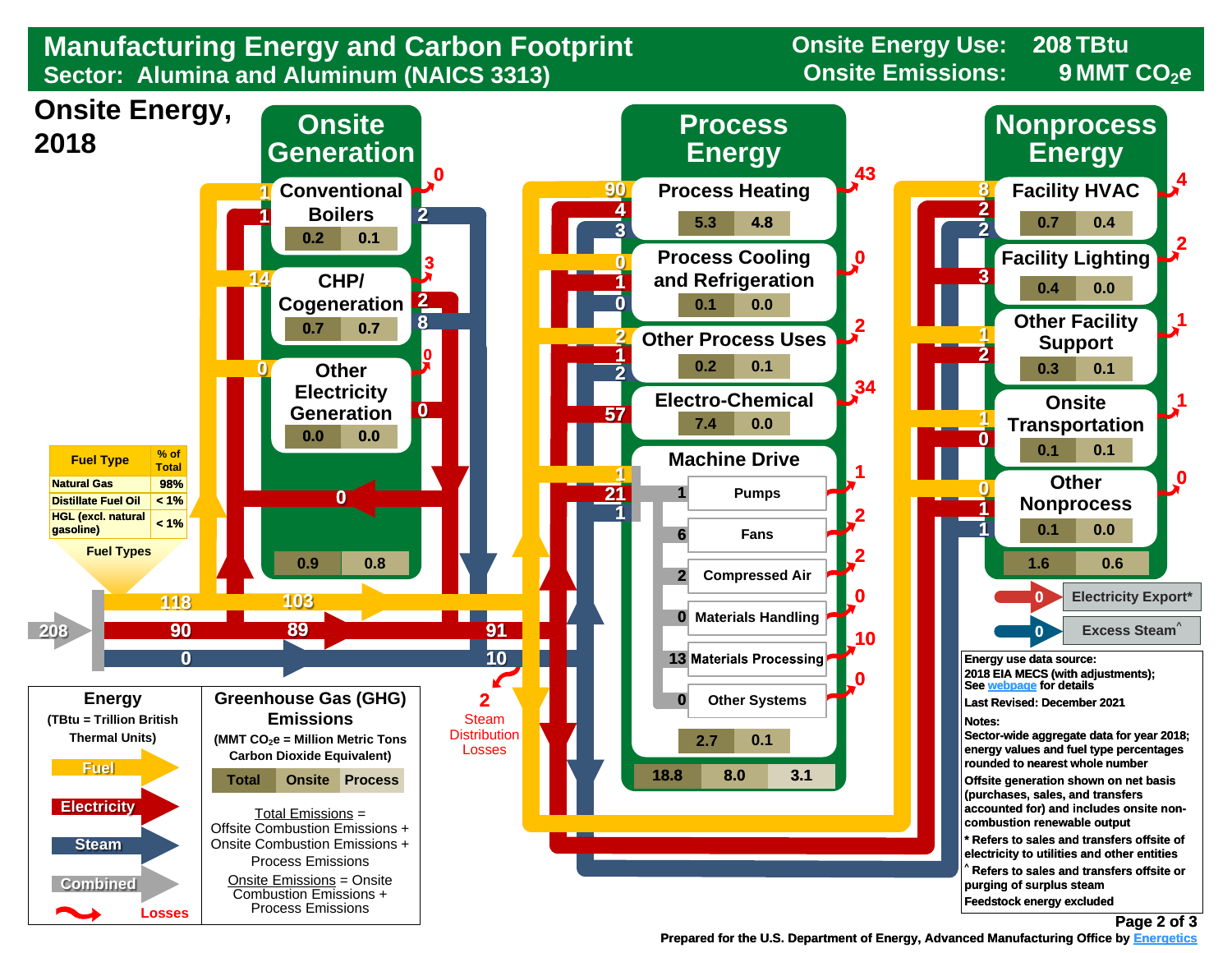# Manufacturing Energy and Carbon Footprint

**Sector: Alumina and Aluminum (NAICS 3313)**

Onsite Energy Use: 208 TBtu

Onsite Emissions: 9 MMT $CO_2e$

## Onsite Energy, 2018

### Onsite Generation

| | Fuel in | Electricity in | Losses | Electricity out | Steam out | Onsite | Process |
|---|---|---|---|---|---|---|---|
| Conventional Boilers | 1 | 1 | 0 | | 2 | 0.2 | 0.1 |
| CHP/ Cogeneration | 14 | | 3 | 2 | 8 | 0.7 | 0.7 |
| Other Electricity Generation | 0 | | 0 | 0 | | 0.0 | 0.0 |
| **Total** | | | | | | 0.9 | 0.8 |

Electricity returned from onsite generation: 0

### Energy Supply

- Total: 208
- Fuel: 118 → 103
- Electricity: 90 → 89 → 91
- Steam: 0 → 10
- 2 Steam Distribution Losses

| Fuel Type | % of Total |
|---|---|
| Natural Gas | 98% |
| Distillate Fuel Oil | < 1% |
| HGL (excl. natural gasoline) | < 1% |

Fuel Types

### Process Energy

| End Use | Fuel | Electricity | Steam | Losses | Onsite | Process |
|---|---|---|---|---|---|---|
| Process Heating | 90 | 4 | 3 | 43 | 5.3 | 4.8 |
| Process Cooling and Refrigeration | 0 | 1 | 0 | 0 | 0.1 | 0.0 |
| Other Process Uses | 2 | 1 | 2 | 2 | 0.2 | 0.1 |
| Electro-Chemical | | 57 | | 34 | 7.4 | 0.0 |
| Machine Drive | 1 | 21 | 1 | | 2.7 | 0.1 |

**Machine Drive**

| System | Combined | Losses |
|---|---|---|
| Pumps | 1 | 1 |
| Fans | 6 | 2 |
| Compressed Air | 2 | 2 |
| Materials Handling | 0 | 0 |
| Materials Processing | 13 | 10 |
| Other Systems | 0 | 0 |

Process Energy total: 18.8 | 8.0 | 3.1

### Nonprocess Energy

| End Use | Fuel | Electricity | Steam | Losses | Onsite | Process |
|---|---|---|---|---|---|---|
| Facility HVAC | 8 | 2 | 2 | 4 | 0.7 | 0.4 |
| Facility Lighting | | 3 | | 2 | 0.4 | 0.0 |
| Other Facility Support | 1 | 2 | | 1 | 0.3 | 0.1 |
| Onsite Transportation | 1 | 0 | | 1 | 0.1 | 0.1 |
| Other Nonprocess | 0 | 1 | 1 | 0 | 0.1 | 0.0 |
| **Total** | | | | | 1.6 | 0.6 |

- Electricity Export*: 0
- Excess Steam^: 0

### Legend

**Energy** (TBtu = Trillion British Thermal Units): Fuel, Electricity, Steam, Combined, Losses

**Greenhouse Gas (GHG) Emissions** (MMT $CO_2e$ = Million Metric Tons Carbon Dioxide Equivalent): Total | Onsite | Process

Total Emissions = Offsite Combustion Emissions + Onsite Combustion Emissions + Process Emissions

Onsite Emissions = Onsite Combustion Emissions + Process Emissions

**Energy use data source:** 2018 EIA MECS (with adjustments); See webpage for details

**Last Revised:** December 2021

**Notes:**

Sector-wide aggregate data for year 2018; energy values and fuel type percentages rounded to nearest whole number

Offsite generation shown on net basis (purchases, sales, and transfers accounted for) and includes onsite non-combustion renewable output

\* Refers to sales and transfers offsite of electricity to utilities and other entities

^ Refers to sales and transfers offsite or purging of surplus steam

Feedstock energy excluded

Prepared for the U.S. Department of Energy, Advanced Manufacturing Office by Energetics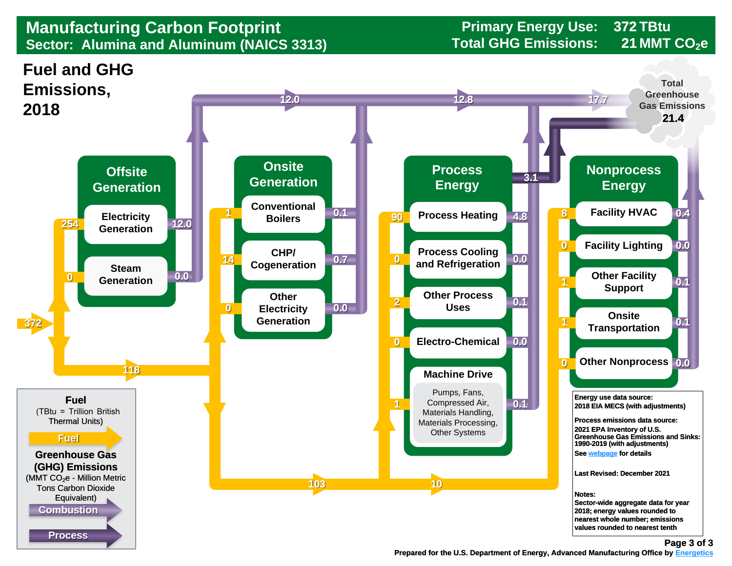# Manufacturing Carbon Footprint

**Sector: Alumina and Aluminum (NAICS 3313)**

**Primary Energy Use: 372 TBtu**

**Total GHG Emissions: 21 MMT $CO_2e$**

## Fuel and GHG Emissions, 2018

372

254

0

118

103

10

**Offsite Generation**

Electricity Generation

254

12.0

Steam Generation

0

0.0

12.0

**Onsite Generation**

Conventional Boilers

1

0.1

CHP/ Cogeneration

14

0.7

Other Electricity Generation

0

0.0

12.8

**Process Energy**

3.1

Process Heating

90

4.8

Process Cooling and Refrigeration

0

0.0

Other Process Uses

2

0.1

Electro-Chemical

0

0.0

Machine Drive

Pumps, Fans, Compressed Air, Materials Handling, Materials Processing, Other Systems

1

0.1

17.7

**Nonprocess Energy**

Facility HVAC

8

0.4

Facility Lighting

0

0.0

Other Facility Support

1

0.1

Onsite Transportation

1

0.1

Other Nonprocess

0

0.0

Total Greenhouse Gas Emissions

21.4

**Fuel**
(TBtu = Trillion British Thermal Units)

Fuel

**Greenhouse Gas (GHG) Emissions**
(MMT $CO_2e$ - Million Metric Tons Carbon Dioxide Equivalent)

Combustion

Process

**Energy use data source:**
**2018 EIA MECS (with adjustments)**

**Process emissions data source:**
**2021 EPA Inventory of U.S. Greenhouse Gas Emissions and Sinks: 1990-2019 (with adjustments)**

**See webpage for details**

**Last Revised: December 2021**

**Notes:**
**Sector-wide aggregate data for year 2018; energy values rounded to nearest whole number; emissions values rounded to nearest tenth**

**Prepared for the U.S. Department of Energy, Advanced Manufacturing Office by Energetics**